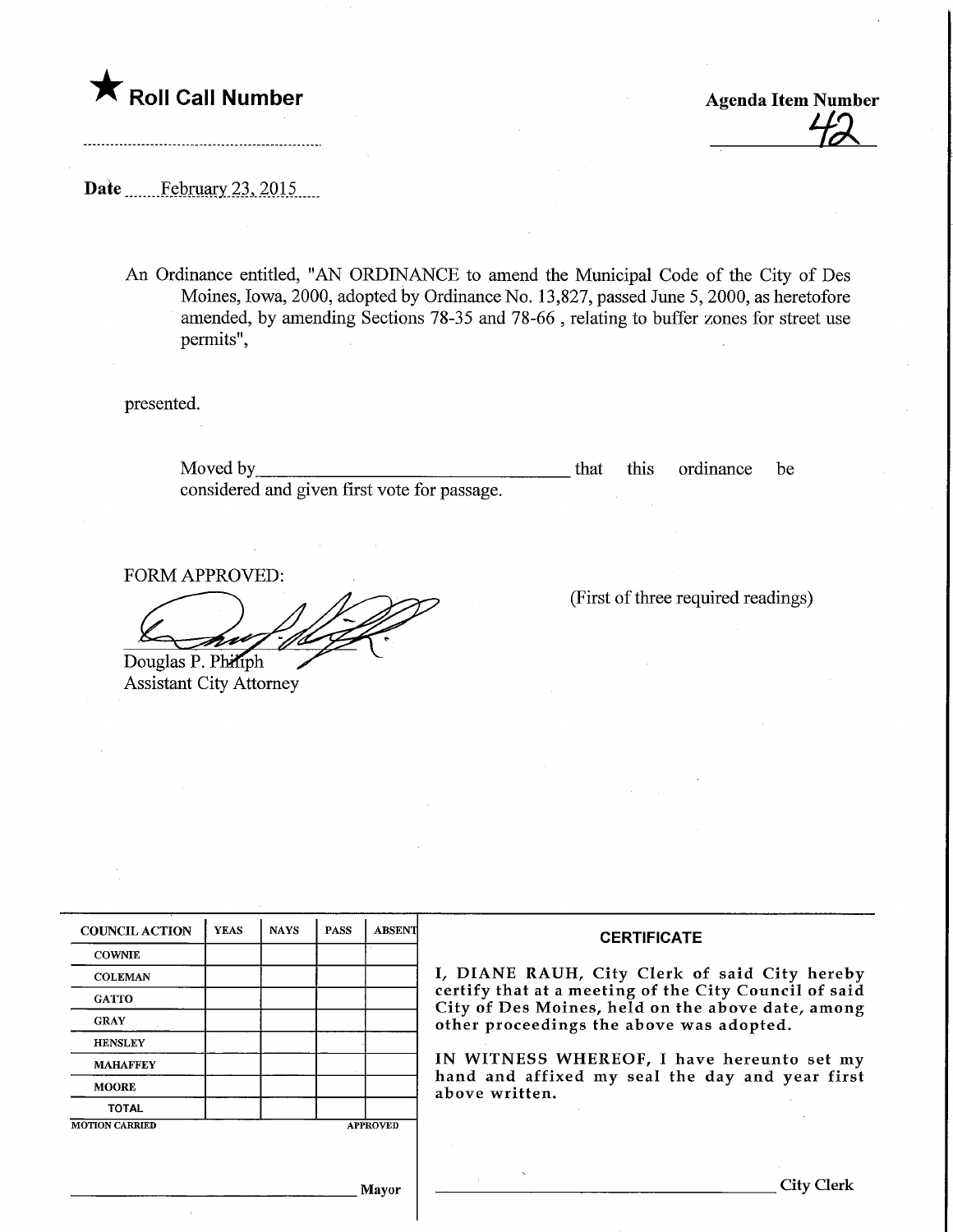★ **Roll Call Number**

---

**Agenda Item Number**
42

Date February 23, 2015

An Ordinance entitled, "AN ORDINANCE to amend the Municipal Code of the City of Des Moines, Iowa, 2000, adopted by Ordinance No. 13,827, passed June 5, 2000, as heretofore amended, by amending Sections 78-35 and 78-66 , relating to buffer zones for street use permits",

presented.

Moved by________________________________ that this ordinance be considered and given first vote for passage.

FORM APPROVED:

Douglas P. Philiph
Assistant City Attorney

(First of three required readings)

| COUNCIL ACTION | YEAS | NAYS | PASS | ABSENT |
|---|---|---|---|---|
| COWNIE | | | | |
| COLEMAN | | | | |
| GATTO | | | | |
| GRAY | | | | |
| HENSLEY | | | | |
| MAHAFFEY | | | | |
| MOORE | | | | |
| TOTAL | | | | |

MOTION CARRIED APPROVED

________________________________ Mayor

**CERTIFICATE**

I, DIANE RAUH, City Clerk of said City hereby certify that at a meeting of the City Council of said City of Des Moines, held on the above date, among other proceedings the above was adopted.

IN WITNESS WHEREOF, I have hereunto set my hand and affixed my seal the day and year first above written.

________________________________ City Clerk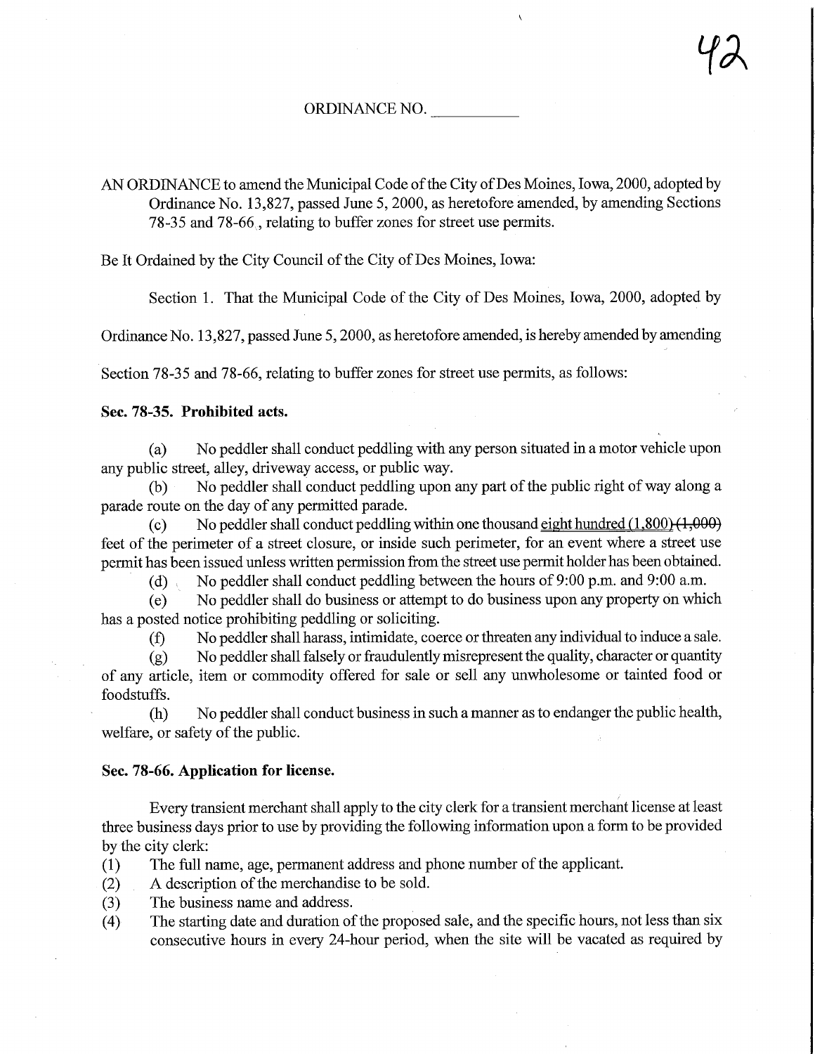# ORDINANCE NO. ___________

AN ORDINANCE to amend the Municipal Code of the City of Des Moines, Iowa, 2000, adopted by Ordinance No. 13,827, passed June 5, 2000, as heretofore amended, by amending Sections 78-35 and 78-66, relating to buffer zones for street use permits.

Be It Ordained by the City Council of the City of Des Moines, Iowa:

Section 1. That the Municipal Code of the City of Des Moines, Iowa, 2000, adopted by Ordinance No. 13,827, passed June 5, 2000, as heretofore amended, is hereby amended by amending Section 78-35 and 78-66, relating to buffer zones for street use permits, as follows:

### Sec. 78-35. Prohibited acts.

(a) No peddler shall conduct peddling with any person situated in a motor vehicle upon any public street, alley, driveway access, or public way.

(b) No peddler shall conduct peddling upon any part of the public right of way along a parade route on the day of any permitted parade.

(c) No peddler shall conduct peddling within one thousand <u>eight hundred (1,800)</u>~~(1,000)~~ feet of the perimeter of a street closure, or inside such perimeter, for an event where a street use permit has been issued unless written permission from the street use permit holder has been obtained.

(d) No peddler shall conduct peddling between the hours of 9:00 p.m. and 9:00 a.m.

(e) No peddler shall do business or attempt to do business upon any property on which has a posted notice prohibiting peddling or soliciting.

(f) No peddler shall harass, intimidate, coerce or threaten any individual to induce a sale.

(g) No peddler shall falsely or fraudulently misrepresent the quality, character or quantity of any article, item or commodity offered for sale or sell any unwholesome or tainted food or foodstuffs.

(h) No peddler shall conduct business in such a manner as to endanger the public health, welfare, or safety of the public.

### Sec. 78-66. Application for license.

Every transient merchant shall apply to the city clerk for a transient merchant license at least three business days prior to use by providing the following information upon a form to be provided by the city clerk:

(1) The full name, age, permanent address and phone number of the applicant.

(2) A description of the merchandise to be sold.

(3) The business name and address.

(4) The starting date and duration of the proposed sale, and the specific hours, not less than six consecutive hours in every 24-hour period, when the site will be vacated as required by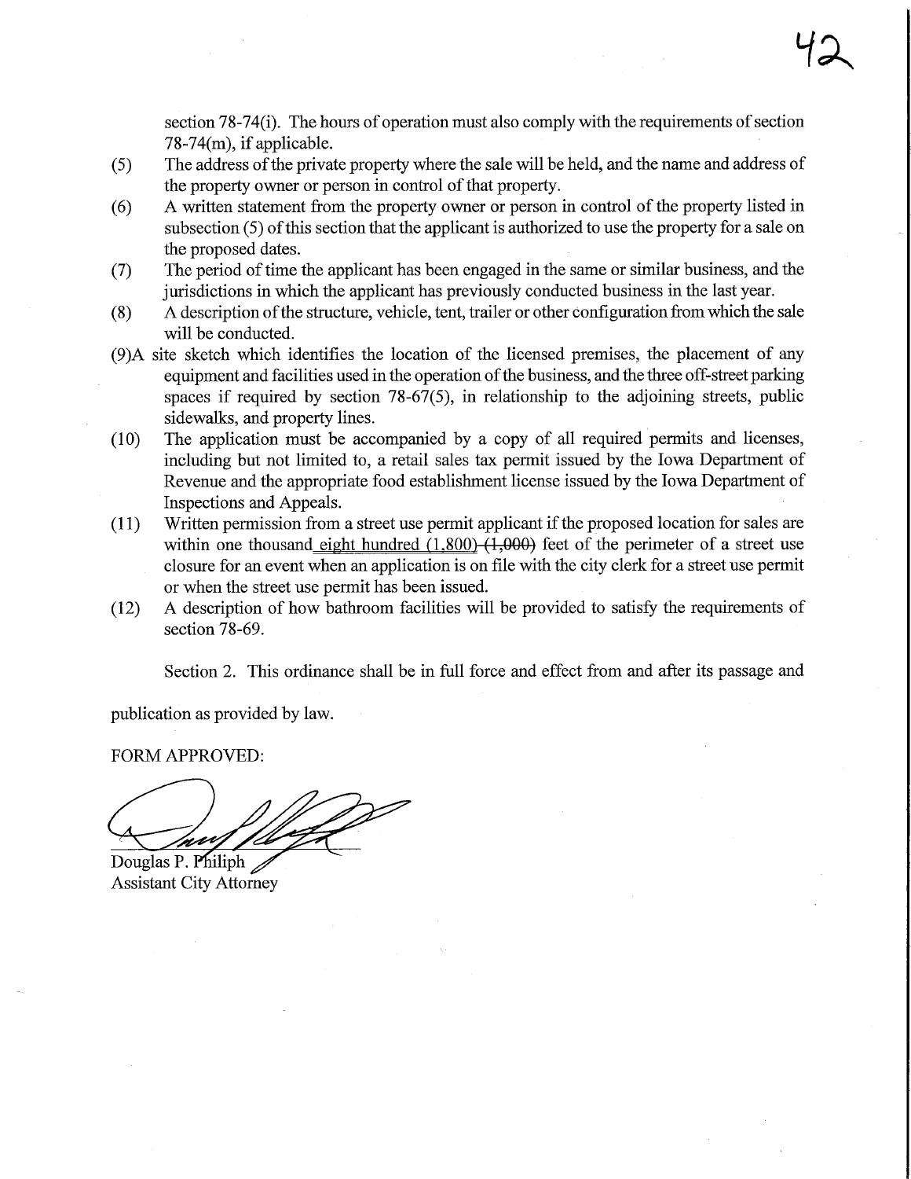section 78-74(i). The hours of operation must also comply with the requirements of section 78-74(m), if applicable.

(5) The address of the private property where the sale will be held, and the name and address of the property owner or person in control of that property.

(6) A written statement from the property owner or person in control of the property listed in subsection (5) of this section that the applicant is authorized to use the property for a sale on the proposed dates.

(7) The period of time the applicant has been engaged in the same or similar business, and the jurisdictions in which the applicant has previously conducted business in the last year.

(8) A description of the structure, vehicle, tent, trailer or other configuration from which the sale will be conducted.

(9) A site sketch which identifies the location of the licensed premises, the placement of any equipment and facilities used in the operation of the business, and the three off-street parking spaces if required by section 78-67(5), in relationship to the adjoining streets, public sidewalks, and property lines.

(10) The application must be accompanied by a copy of all required permits and licenses, including but not limited to, a retail sales tax permit issued by the Iowa Department of Revenue and the appropriate food establishment license issued by the Iowa Department of Inspections and Appeals.

(11) Written permission from a street use permit applicant if the proposed location for sales are within one thousand eight hundred (1,800) ~~(1,000)~~ feet of the perimeter of a street use closure for an event when an application is on file with the city clerk for a street use permit or when the street use permit has been issued.

(12) A description of how bathroom facilities will be provided to satisfy the requirements of section 78-69.

Section 2. This ordinance shall be in full force and effect from and after its passage and publication as provided by law.

FORM APPROVED:

Douglas P. Philiph
Assistant City Attorney